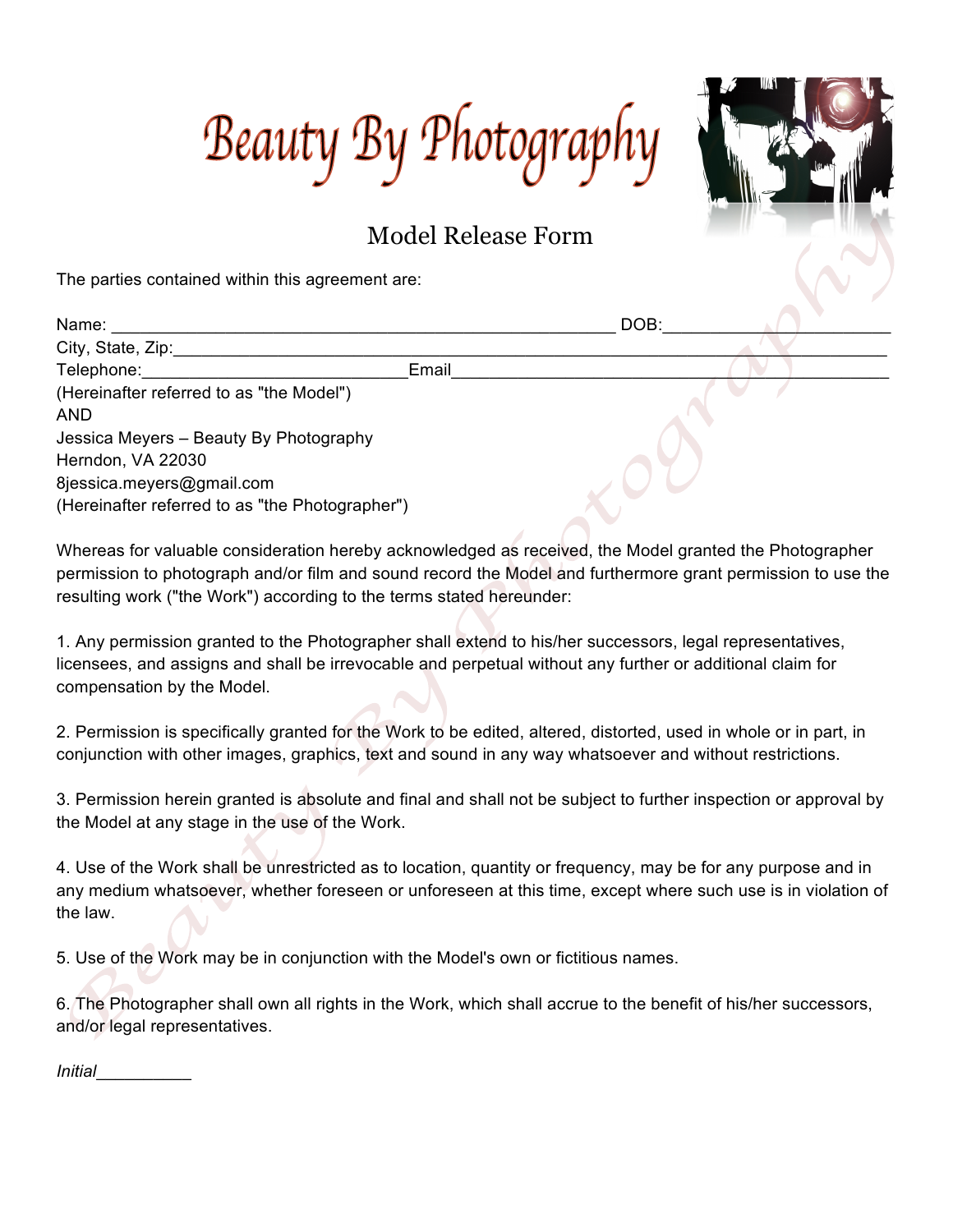# Beauty By Photography

## Model Release Form

The parties contained within this agreement are:

Name: ______________________________________________________ DOB:________________________
City, State, Zip:_____________________________________________________________________________
Telephone:____________________________Email______________________________________________
(Hereinafter referred to as "the Model")
AND
Jessica Meyers – Beauty By Photography
Herndon, VA 22030
8jessica.meyers@gmail.com
(Hereinafter referred to as "the Photographer")

Whereas for valuable consideration hereby acknowledged as received, the Model granted the Photographer permission to photograph and/or film and sound record the Model and furthermore grant permission to use the resulting work ("the Work") according to the terms stated hereunder:

1. Any permission granted to the Photographer shall extend to his/her successors, legal representatives, licensees, and assigns and shall be irrevocable and perpetual without any further or additional claim for compensation by the Model.

2. Permission is specifically granted for the Work to be edited, altered, distorted, used in whole or in part, in conjunction with other images, graphics, text and sound in any way whatsoever and without restrictions.

3. Permission herein granted is absolute and final and shall not be subject to further inspection or approval by the Model at any stage in the use of the Work.

4. Use of the Work shall be unrestricted as to location, quantity or frequency, may be for any purpose and in any medium whatsoever, whether foreseen or unforeseen at this time, except where such use is in violation of the law.

5. Use of the Work may be in conjunction with the Model's own or fictitious names.

6. The Photographer shall own all rights in the Work, which shall accrue to the benefit of his/her successors, and/or legal representatives.

*Initial*__________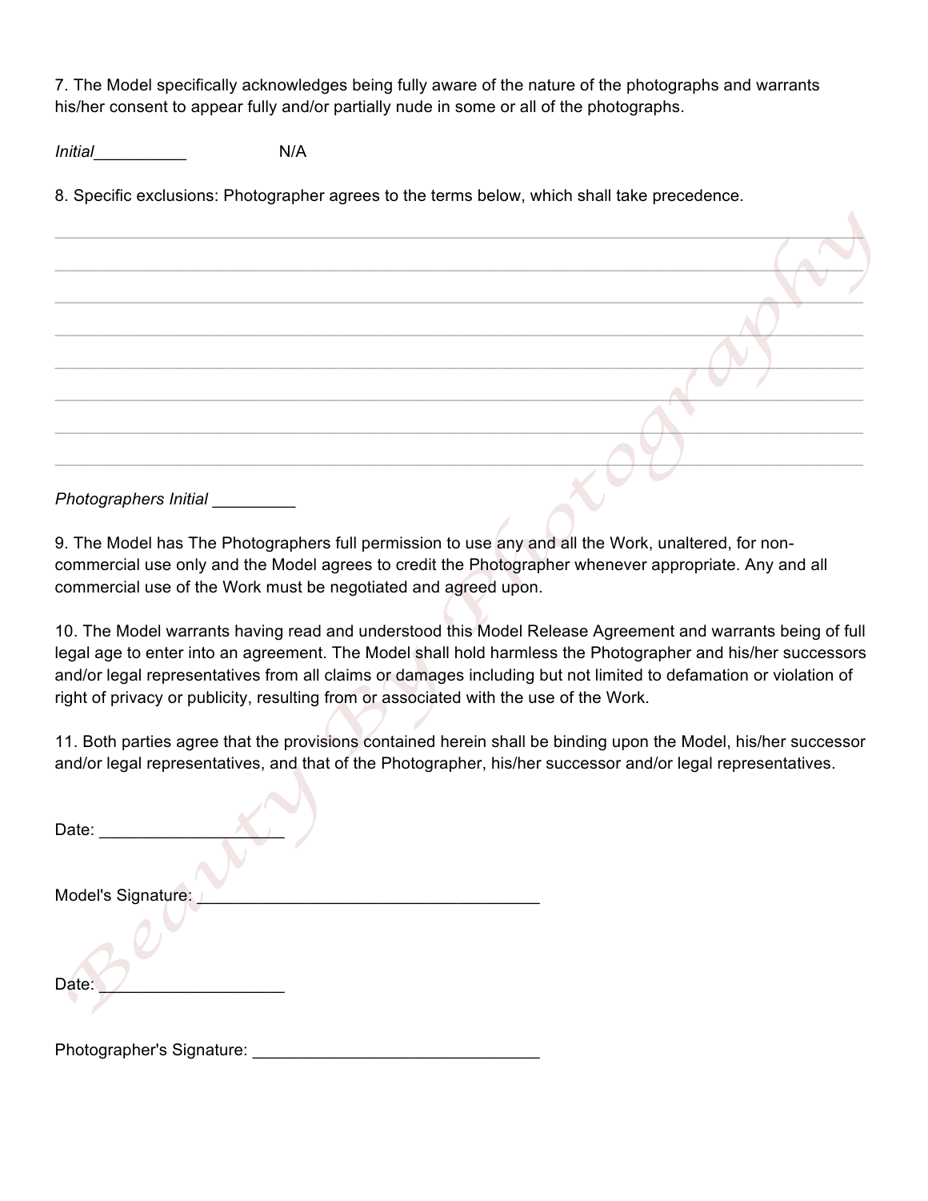7. The Model specifically acknowledges being fully aware of the nature of the photographs and warrants his/her consent to appear fully and/or partially nude in some or all of the photographs.

*Initial*__________ N/A

8. Specific exclusions: Photographer agrees to the terms below, which shall take precedence.

________________________________________________________________________________

________________________________________________________________________________

________________________________________________________________________________

________________________________________________________________________________

________________________________________________________________________________

________________________________________________________________________________

________________________________________________________________________________

________________________________________________________________________________

*Photographers Initial* _________

9. The Model has The Photographers full permission to use any and all the Work, unaltered, for non-commercial use only and the Model agrees to credit the Photographer whenever appropriate. Any and all commercial use of the Work must be negotiated and agreed upon.

10. The Model warrants having read and understood this Model Release Agreement and warrants being of full legal age to enter into an agreement. The Model shall hold harmless the Photographer and his/her successors and/or legal representatives from all claims or damages including but not limited to defamation or violation of right of privacy or publicity, resulting from or associated with the use of the Work.

11. Both parties agree that the provisions contained herein shall be binding upon the Model, his/her successor and/or legal representatives, and that of the Photographer, his/her successor and/or legal representatives.

Date: ___________________

Model's Signature: ____________________________________

Date: ___________________

Photographer's Signature: ______________________________